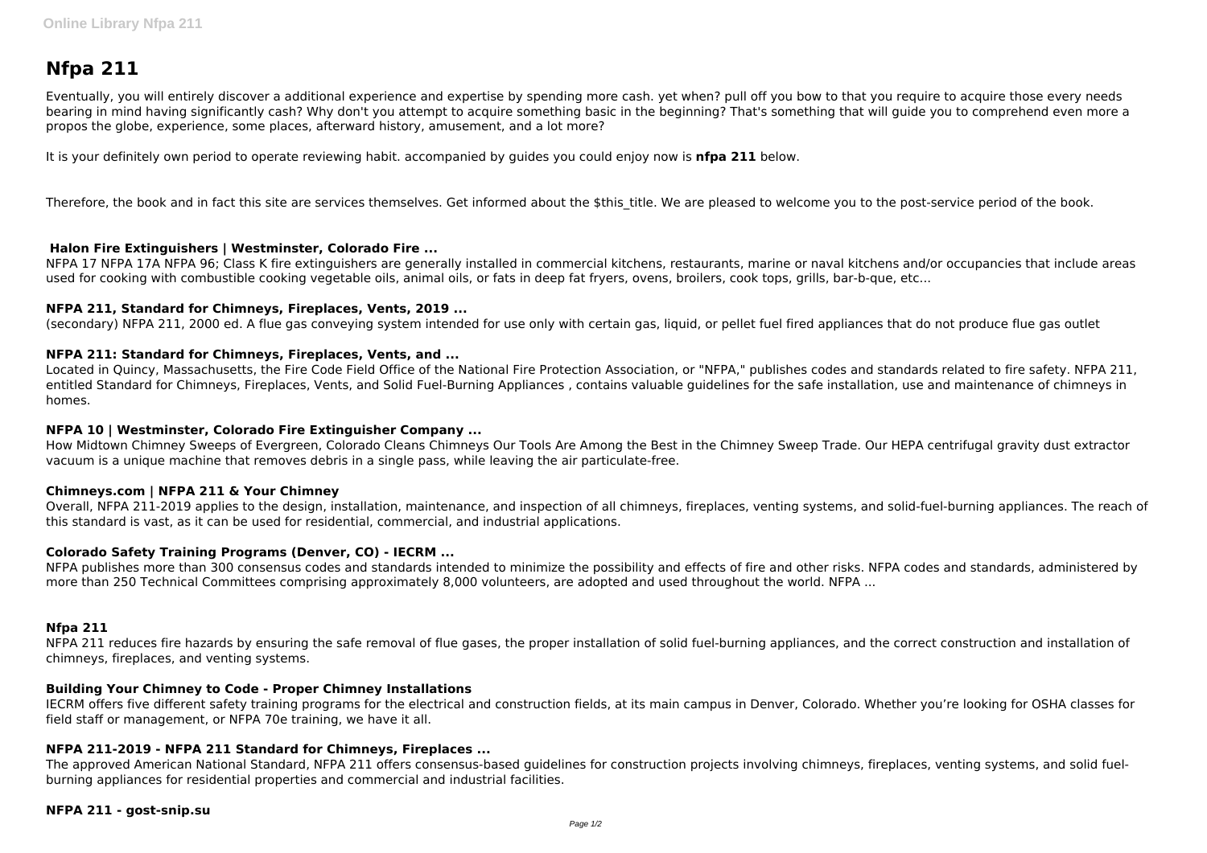# Nfpa 211

Eventually, you will entirely discover a additional experience and expertise by spending more cash. yet when? pull off you bow to that you require to acquire those every needs bearing in mind having significantly cash? Why don't you attempt to acquire something basic in the beginning? That's something that will guide you to comprehend even more a propos the globe, experience, some places, afterward history, amusement, and a lot more?

It is your definitely own period to operate reviewing habit. accompanied by guides you could enjoy now is **nfpa 211** below.

Therefore, the book and in fact this site are services themselves. Get informed about the $this_title. We are pleased to welcome you to the post-service period of the book.

### Halon Fire Extinguishers | Westminster, Colorado Fire ...

NFPA 17 NFPA 17A NFPA 96; Class K fire extinguishers are generally installed in commercial kitchens, restaurants, marine or naval kitchens and/or occupancies that include areas used for cooking with combustible cooking vegetable oils, animal oils, or fats in deep fat fryers, ovens, broilers, cook tops, grills, bar-b-que, etc...

### NFPA 211, Standard for Chimneys, Fireplaces, Vents, 2019 ...

(secondary) NFPA 211, 2000 ed. A flue gas conveying system intended for use only with certain gas, liquid, or pellet fuel fired appliances that do not produce flue gas outlet

### NFPA 211: Standard for Chimneys, Fireplaces, Vents, and ...

Located in Quincy, Massachusetts, the Fire Code Field Office of the National Fire Protection Association, or "NFPA," publishes codes and standards related to fire safety. NFPA 211, entitled Standard for Chimneys, Fireplaces, Vents, and Solid Fuel-Burning Appliances , contains valuable guidelines for the safe installation, use and maintenance of chimneys in homes.

### NFPA 10 | Westminster, Colorado Fire Extinguisher Company ...

How Midtown Chimney Sweeps of Evergreen, Colorado Cleans Chimneys Our Tools Are Among the Best in the Chimney Sweep Trade. Our HEPA centrifugal gravity dust extractor vacuum is a unique machine that removes debris in a single pass, while leaving the air particulate-free.

### Chimneys.com | NFPA 211 & Your Chimney

Overall, NFPA 211-2019 applies to the design, installation, maintenance, and inspection of all chimneys, fireplaces, venting systems, and solid-fuel-burning appliances. The reach of this standard is vast, as it can be used for residential, commercial, and industrial applications.

### Colorado Safety Training Programs (Denver, CO) - IECRM ...

NFPA publishes more than 300 consensus codes and standards intended to minimize the possibility and effects of fire and other risks. NFPA codes and standards, administered by more than 250 Technical Committees comprising approximately 8,000 volunteers, are adopted and used throughout the world. NFPA ...

### Nfpa 211

NFPA 211 reduces fire hazards by ensuring the safe removal of flue gases, the proper installation of solid fuel-burning appliances, and the correct construction and installation of chimneys, fireplaces, and venting systems.

### Building Your Chimney to Code - Proper Chimney Installations

IECRM offers five different safety training programs for the electrical and construction fields, at its main campus in Denver, Colorado. Whether you're looking for OSHA classes for field staff or management, or NFPA 70e training, we have it all.

### NFPA 211-2019 - NFPA 211 Standard for Chimneys, Fireplaces ...

The approved American National Standard, NFPA 211 offers consensus-based guidelines for construction projects involving chimneys, fireplaces, venting systems, and solid fuel-burning appliances for residential properties and commercial and industrial facilities.

### NFPA 211 - gost-snip.su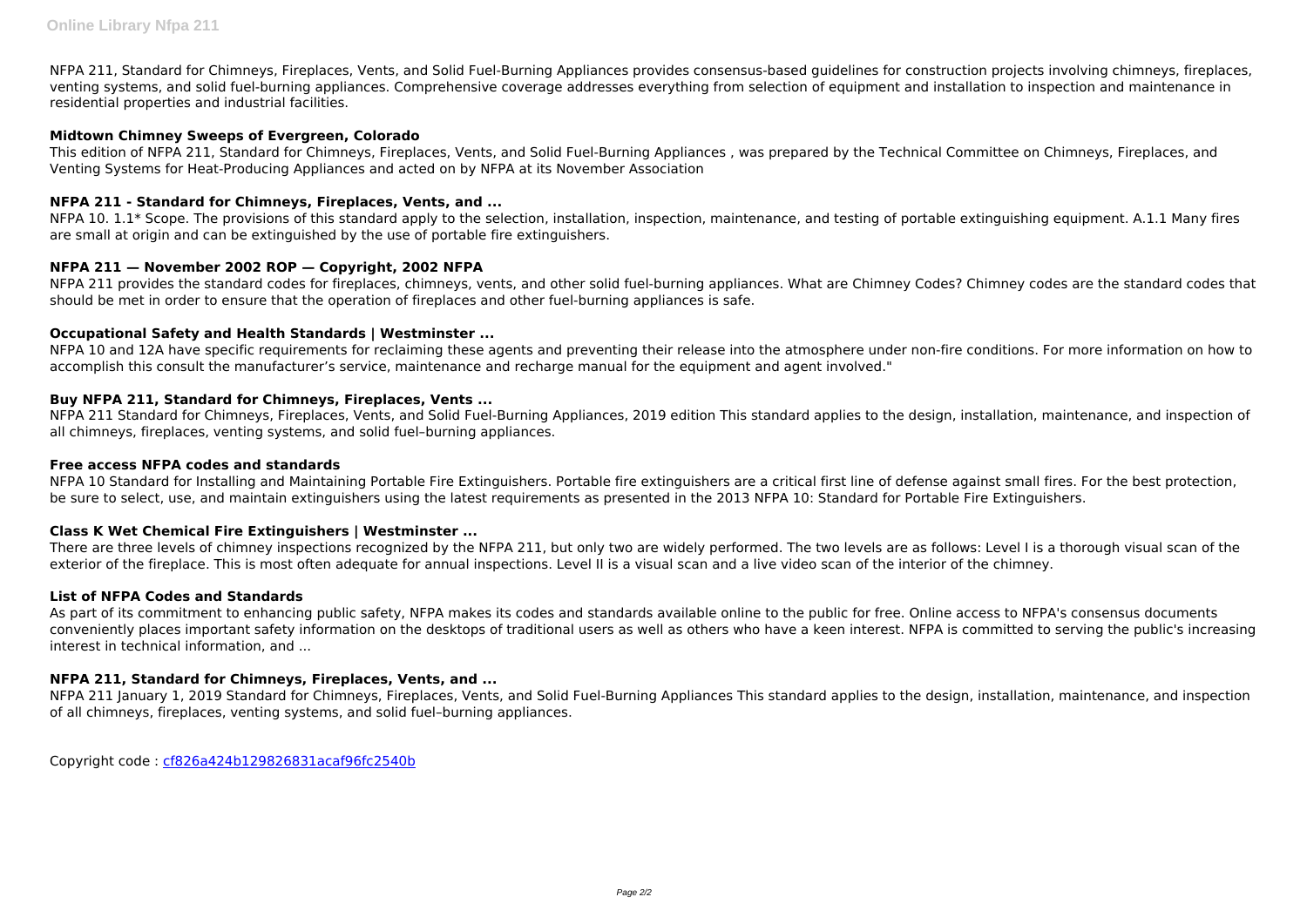NFPA 211, Standard for Chimneys, Fireplaces, Vents, and Solid Fuel-Burning Appliances provides consensus-based guidelines for construction projects involving chimneys, fireplaces, venting systems, and solid fuel-burning appliances. Comprehensive coverage addresses everything from selection of equipment and installation to inspection and maintenance in residential properties and industrial facilities.

### Midtown Chimney Sweeps of Evergreen, Colorado

This edition of NFPA 211, Standard for Chimneys, Fireplaces, Vents, and Solid Fuel-Burning Appliances , was prepared by the Technical Committee on Chimneys, Fireplaces, and Venting Systems for Heat-Producing Appliances and acted on by NFPA at its November Association

### NFPA 211 - Standard for Chimneys, Fireplaces, Vents, and ...

NFPA 10. 1.1* Scope. The provisions of this standard apply to the selection, installation, inspection, maintenance, and testing of portable extinguishing equipment. A.1.1 Many fires are small at origin and can be extinguished by the use of portable fire extinguishers.

### NFPA 211 — November 2002 ROP — Copyright, 2002 NFPA

NFPA 211 provides the standard codes for fireplaces, chimneys, vents, and other solid fuel-burning appliances. What are Chimney Codes? Chimney codes are the standard codes that should be met in order to ensure that the operation of fireplaces and other fuel-burning appliances is safe.

### Occupational Safety and Health Standards | Westminster ...

NFPA 10 and 12A have specific requirements for reclaiming these agents and preventing their release into the atmosphere under non-fire conditions. For more information on how to accomplish this consult the manufacturer's service, maintenance and recharge manual for the equipment and agent involved."

### Buy NFPA 211, Standard for Chimneys, Fireplaces, Vents ...

NFPA 211 Standard for Chimneys, Fireplaces, Vents, and Solid Fuel-Burning Appliances, 2019 edition This standard applies to the design, installation, maintenance, and inspection of all chimneys, fireplaces, venting systems, and solid fuel–burning appliances.

### Free access NFPA codes and standards

NFPA 10 Standard for Installing and Maintaining Portable Fire Extinguishers. Portable fire extinguishers are a critical first line of defense against small fires. For the best protection, be sure to select, use, and maintain extinguishers using the latest requirements as presented in the 2013 NFPA 10: Standard for Portable Fire Extinguishers.

### Class K Wet Chemical Fire Extinguishers | Westminster ...

There are three levels of chimney inspections recognized by the NFPA 211, but only two are widely performed. The two levels are as follows: Level I is a thorough visual scan of the exterior of the fireplace. This is most often adequate for annual inspections. Level II is a visual scan and a live video scan of the interior of the chimney.

### List of NFPA Codes and Standards

As part of its commitment to enhancing public safety, NFPA makes its codes and standards available online to the public for free. Online access to NFPA's consensus documents conveniently places important safety information on the desktops of traditional users as well as others who have a keen interest. NFPA is committed to serving the public's increasing interest in technical information, and ...

### NFPA 211, Standard for Chimneys, Fireplaces, Vents, and ...

NFPA 211 January 1, 2019 Standard for Chimneys, Fireplaces, Vents, and Solid Fuel-Burning Appliances This standard applies to the design, installation, maintenance, and inspection of all chimneys, fireplaces, venting systems, and solid fuel–burning appliances.

Copyright code : cf826a424b129826831acaf96fc2540b